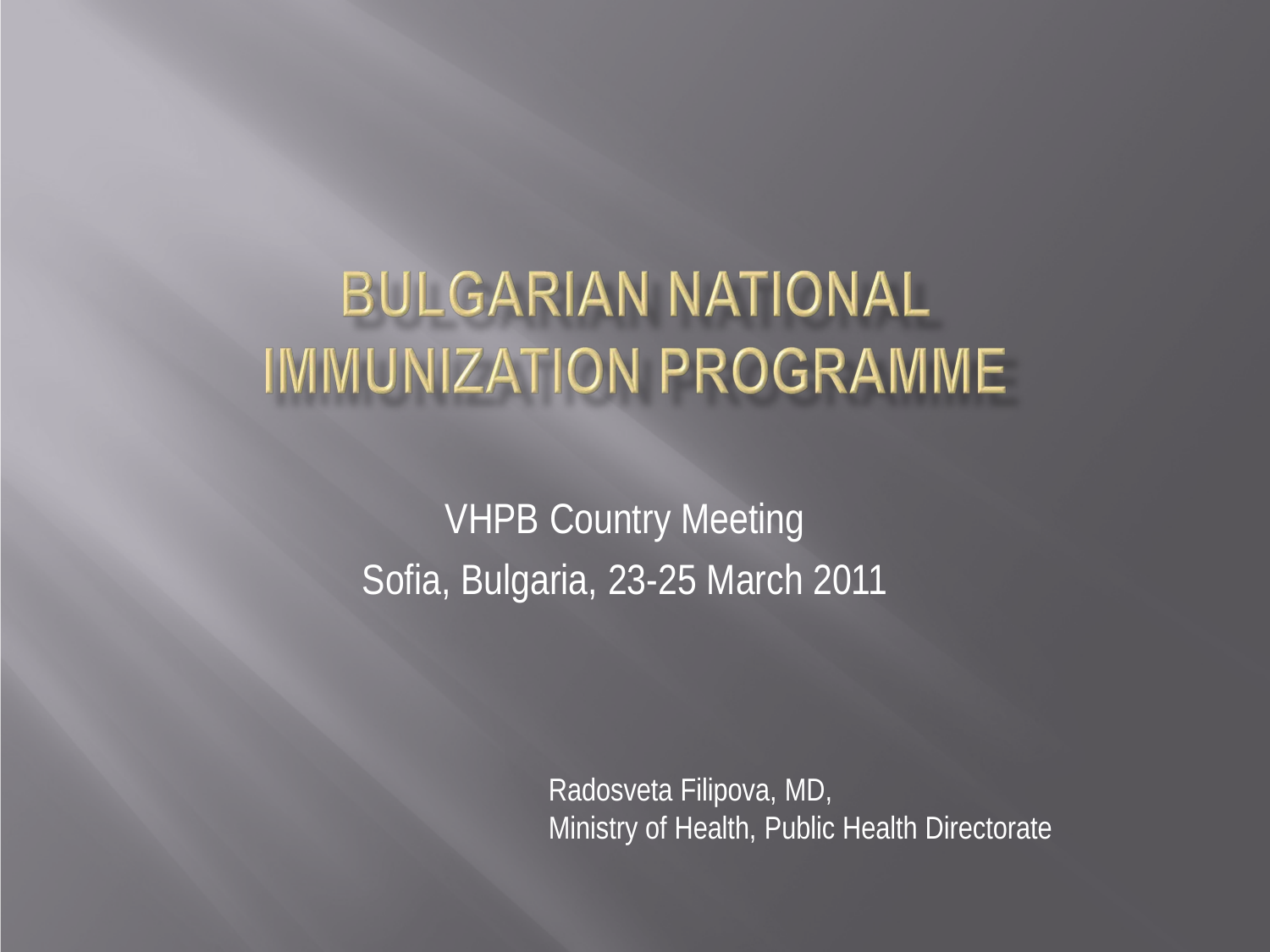# Bulgarian National Immunization Programme

VHPB Country Meeting

Sofia, Bulgaria, 23-25 March 2011

Radosveta Filipova, MD,
Ministry of Health, Public Health Directorate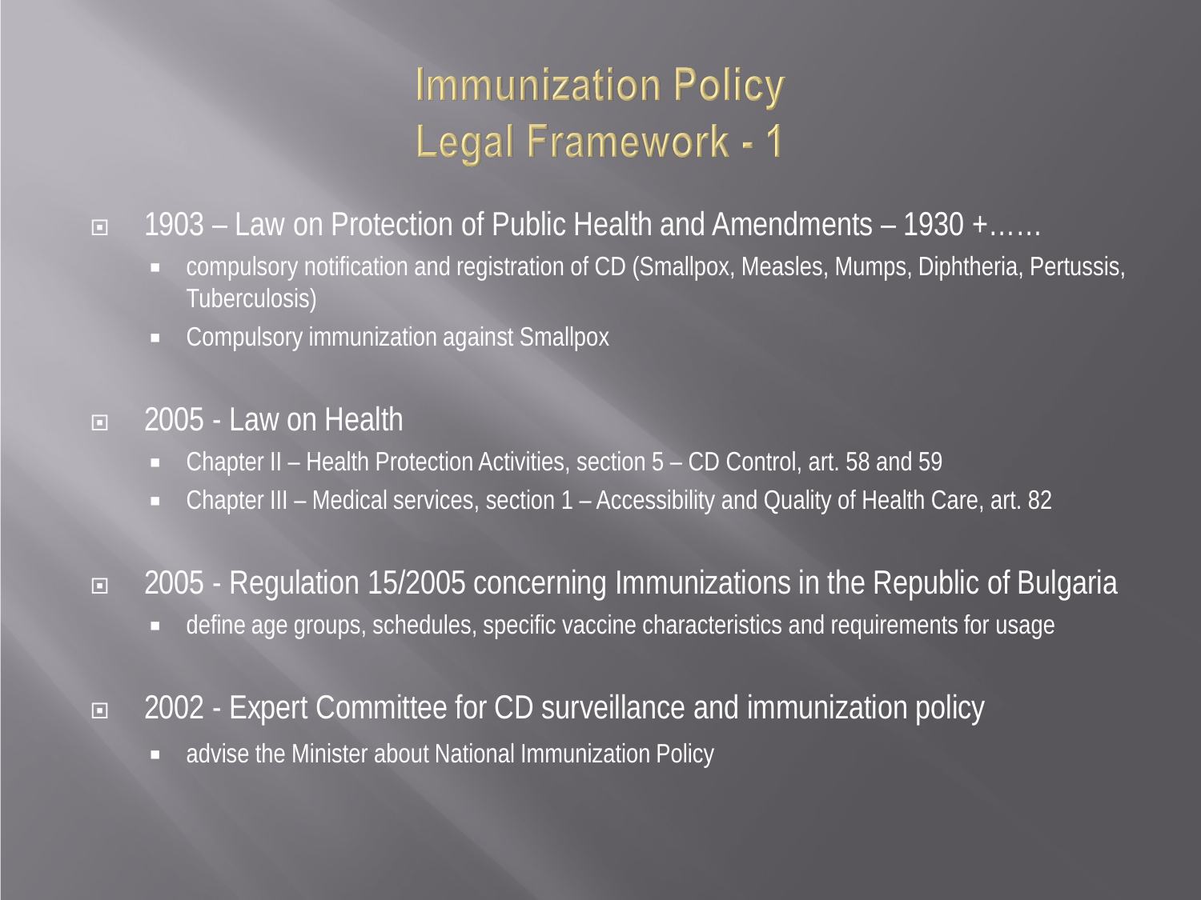# Immunization Policy
# Legal Framework - 1

- 1903 – Law on Protection of Public Health and Amendments – 1930 +……
  - compulsory notification and registration of CD (Smallpox, Measles, Mumps, Diphtheria, Pertussis, Tuberculosis)
  - Compulsory immunization against Smallpox

- 2005 - Law on Health
  - Chapter II – Health Protection Activities, section 5 – CD Control, art. 58 and 59
  - Chapter III – Medical services, section 1 – Accessibility and Quality of Health Care, art. 82

- 2005 - Regulation 15/2005 concerning Immunizations in the Republic of Bulgaria
  - define age groups, schedules, specific vaccine characteristics and requirements for usage

- 2002 - Expert Committee for CD surveillance and immunization policy
  - advise the Minister about National Immunization Policy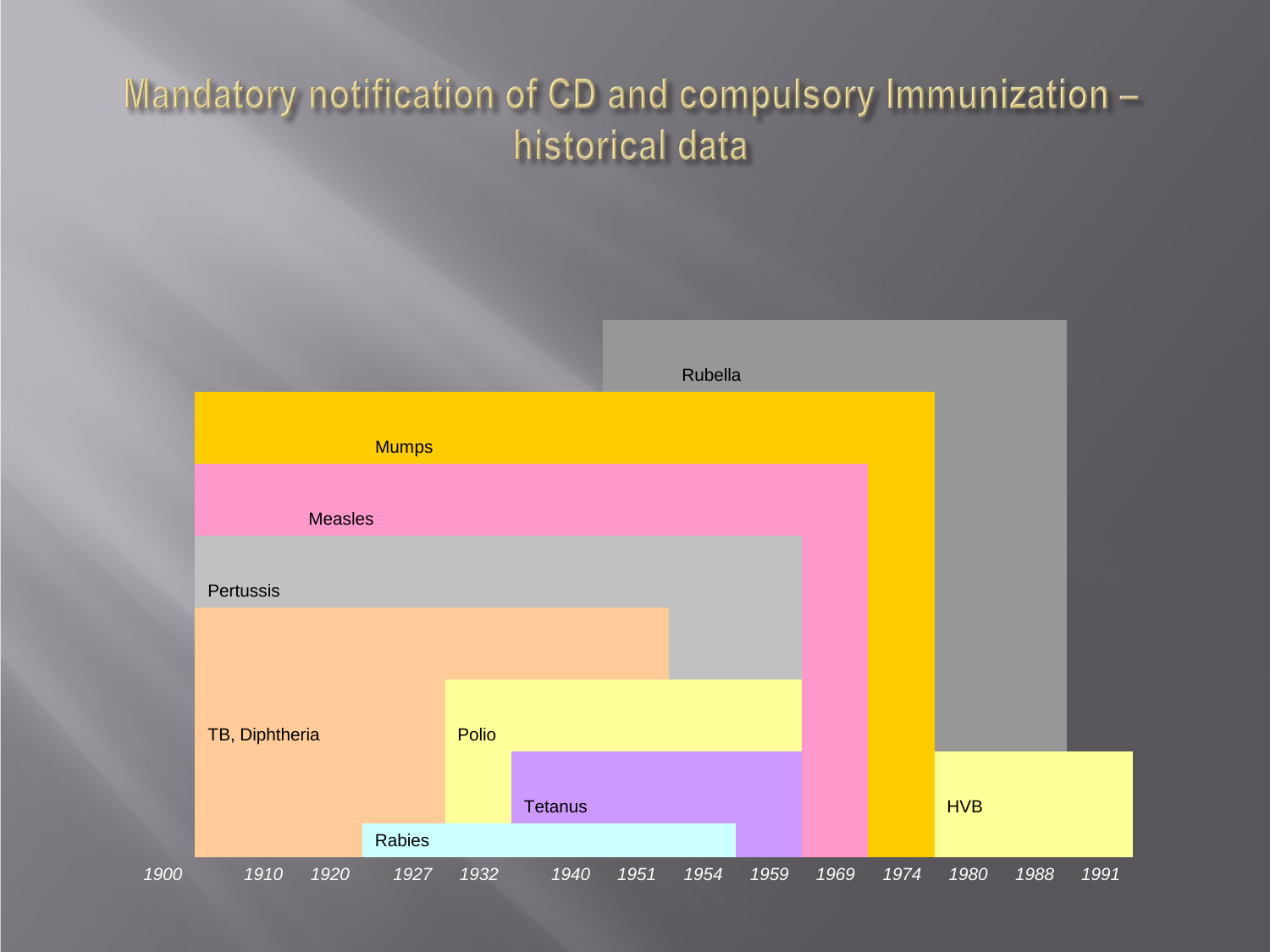# Mandatory notification of CD and compulsory Immunization – historical data

Rubella

Mumps

Measles

Pertussis

TB, Diphtheria

Polio

Tetanus

Rabies

HVB

*1900* *1910* *1920* *1927* *1932* *1940* *1951* *1954* *1959* *1969* *1974* *1980* *1988* *1991*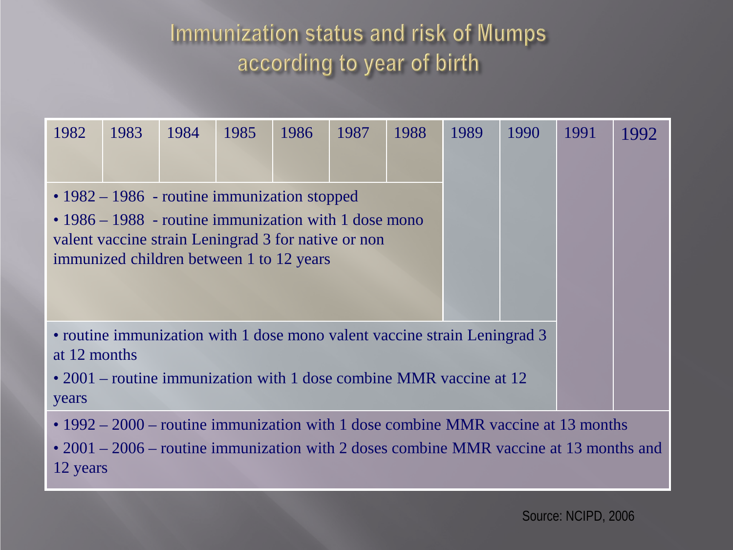# Immunization status and risk of Mumps according to year of birth

| 1982 | 1983 | 1984 | 1985 | 1986 | 1987 | 1988 | 1989 | 1990 | 1991 | 1992 |
|---|---|---|---|---|---|---|---|---|---|---|

**Born 1982–1988:**

- 1982 – 1986 - routine immunization stopped
- 1986 – 1988 - routine immunization with 1 dose mono valent vaccine strain Leningrad 3 for native or non immunized children between 1 to 12 years

**Born 1982–1990:**

- routine immunization with 1 dose mono valent vaccine strain Leningrad 3 at 12 months
- 2001 – routine immunization with 1 dose combine MMR vaccine at 12 years

**Born 1982–1992:**

- 1992 – 2000 – routine immunization with 1 dose combine MMR vaccine at 13 months
- 2001 – 2006 – routine immunization with 2 doses combine MMR vaccine at 13 months and 12 years

Source: NCIPD, 2006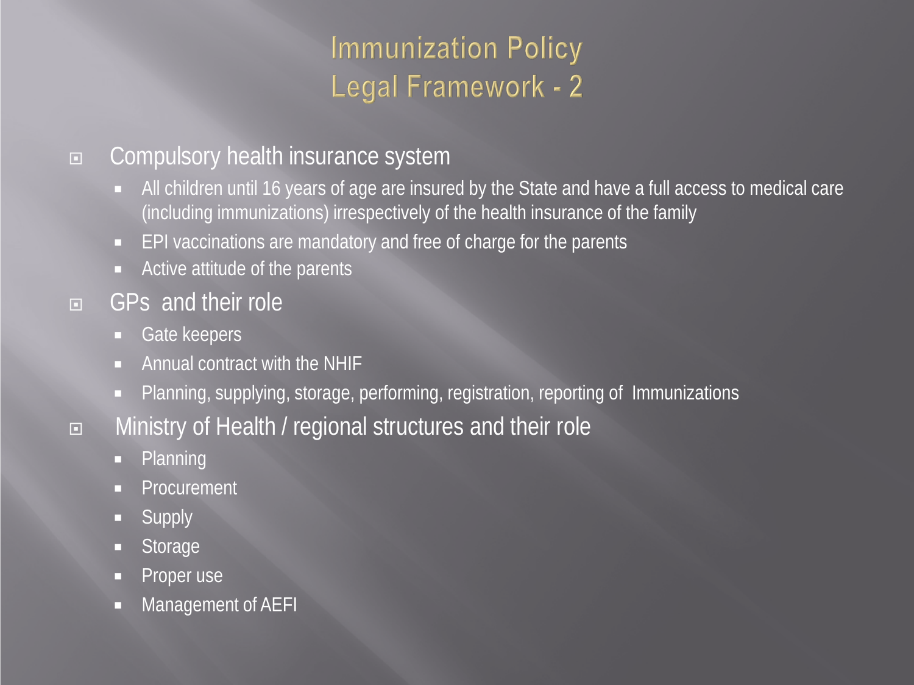# Immunization Policy
# Legal Framework - 2

- Compulsory health insurance system
  - All children until 16 years of age are insured by the State and have a full access to medical care (including immunizations) irrespectively of the health insurance of the family
  - EPI vaccinations are mandatory and free of charge for the parents
  - Active attitude of the parents
- GPs and their role
  - Gate keepers
  - Annual contract with the NHIF
  - Planning, supplying, storage, performing, registration, reporting of Immunizations
- Ministry of Health / regional structures and their role
  - Planning
  - Procurement
  - Supply
  - Storage
  - Proper use
  - Management of AEFI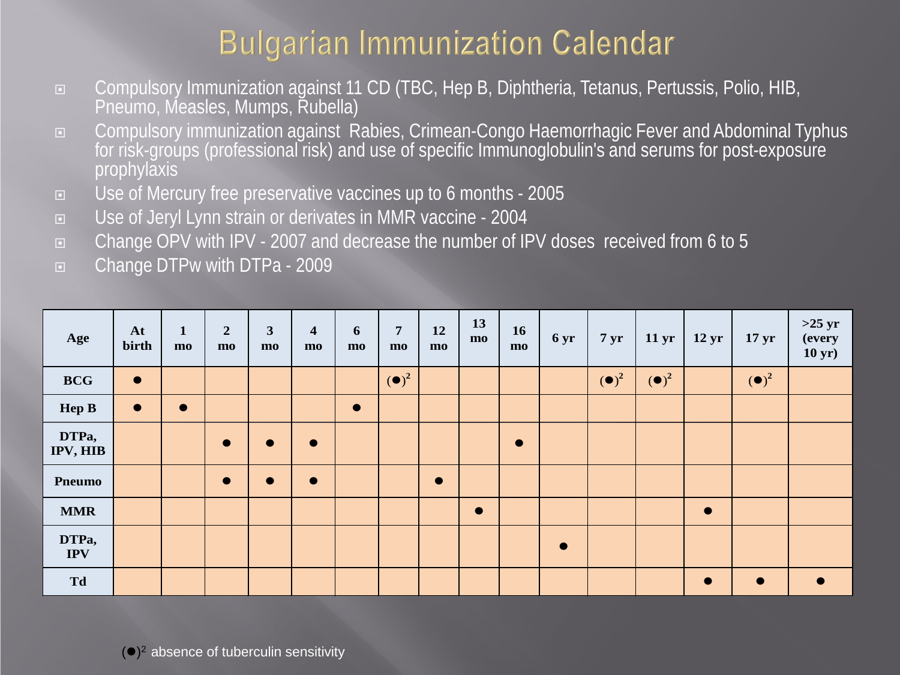# Bulgarian Immunization Calendar

- Compulsory Immunization against 11 CD (TBC, Hep B, Diphtheria, Tetanus, Pertussis, Polio, HIB, Pneumo, Measles, Mumps, Rubella)
- Compulsory immunization against Rabies, Crimean-Congo Haemorrhagic Fever and Abdominal Typhus for risk-groups (professional risk) and use of specific Immunoglobulin's and serums for post-exposure prophylaxis
- Use of Mercury free preservative vaccines up to 6 months - 2005
- Use of Jeryl Lynn strain or derivates in MMR vaccine - 2004
- Change OPV with IPV - 2007 and decrease the number of IPV doses received from 6 to 5
- Change DTPw with DTPa - 2009

| Age | At birth | 1 mo | 2 mo | 3 mo | 4 mo | 6 mo | 7 mo | 12 mo | 13 mo | 16 mo | 6 yr | 7 yr | 11 yr | 12 yr | 17 yr | >25 yr (every 10 yr) |
|---|---|---|---|---|---|---|---|---|---|---|---|---|---|---|---|---|
| **BCG** | ● | | | | | | (●)[2] | | | | | (●)[2] | (●)[2] | | (●)[2] | |
| **Hep B** | ● | ● | | | | ● | | | | | | | | | | |
| **DTPa, IPV, HIB** | | | ● | ● | ● | | | | | ● | | | | | | |
| **Pneumo** | | | ● | ● | ● | | | ● | | | | | | | | |
| **MMR** | | | | | | | | | ● | | | | | ● | | |
| **DTPa, IPV** | | | | | | | | | | | ● | | | | | |
| **Td** | | | | | | | | | | | | | | ● | ● | ● |

(●)[2] absence of tuberculin sensitivity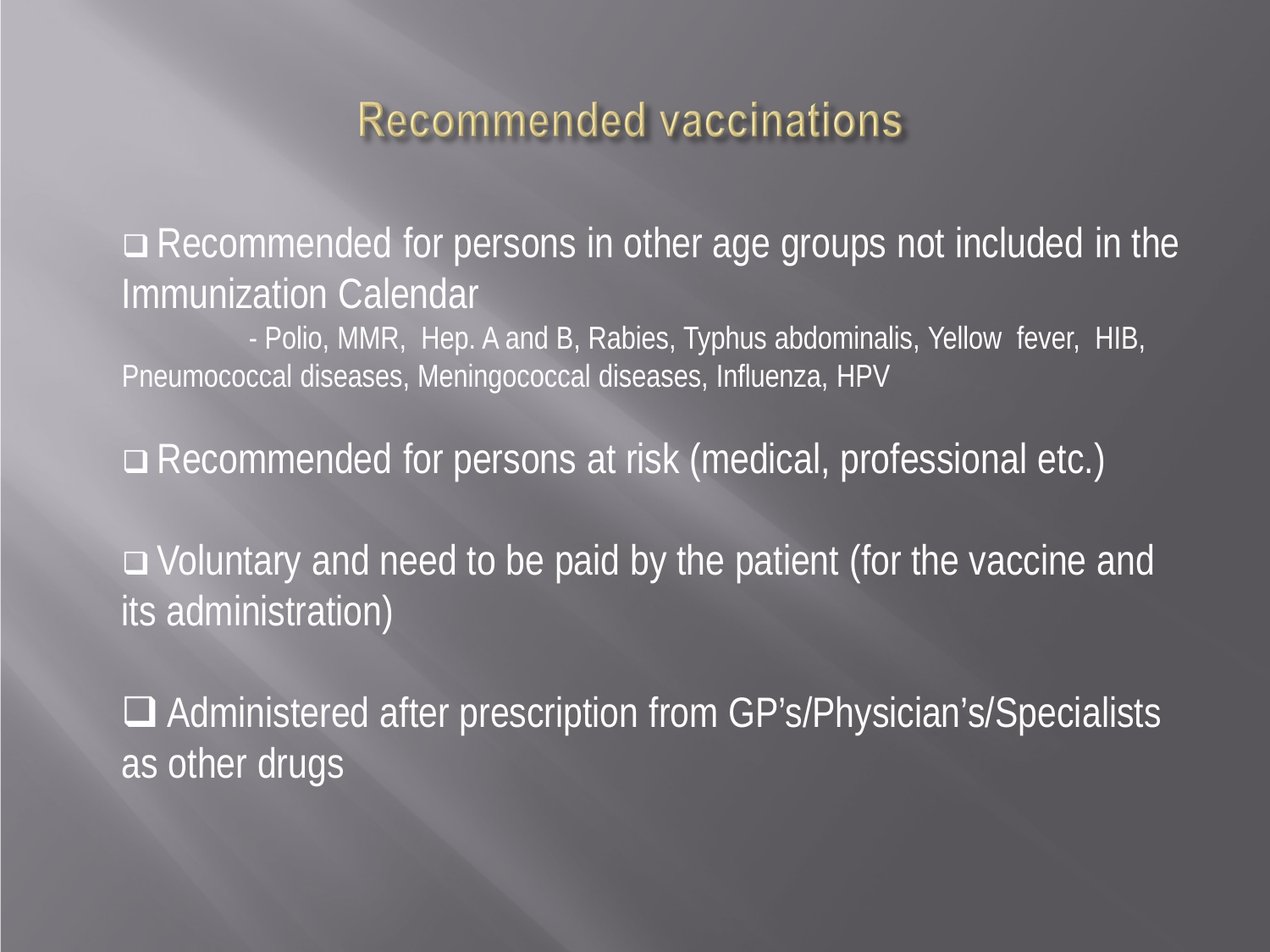# Recommended vaccinations

- Recommended for persons in other age groups not included in the Immunization Calendar
  - Polio, MMR, Hep. A and B, Rabies, Typhus abdominalis, Yellow fever, HIB, Pneumococcal diseases, Meningococcal diseases, Influenza, HPV

- Recommended for persons at risk (medical, professional etc.)

- Voluntary and need to be paid by the patient (for the vaccine and its administration)

- Administered after prescription from GP's/Physician's/Specialists as other drugs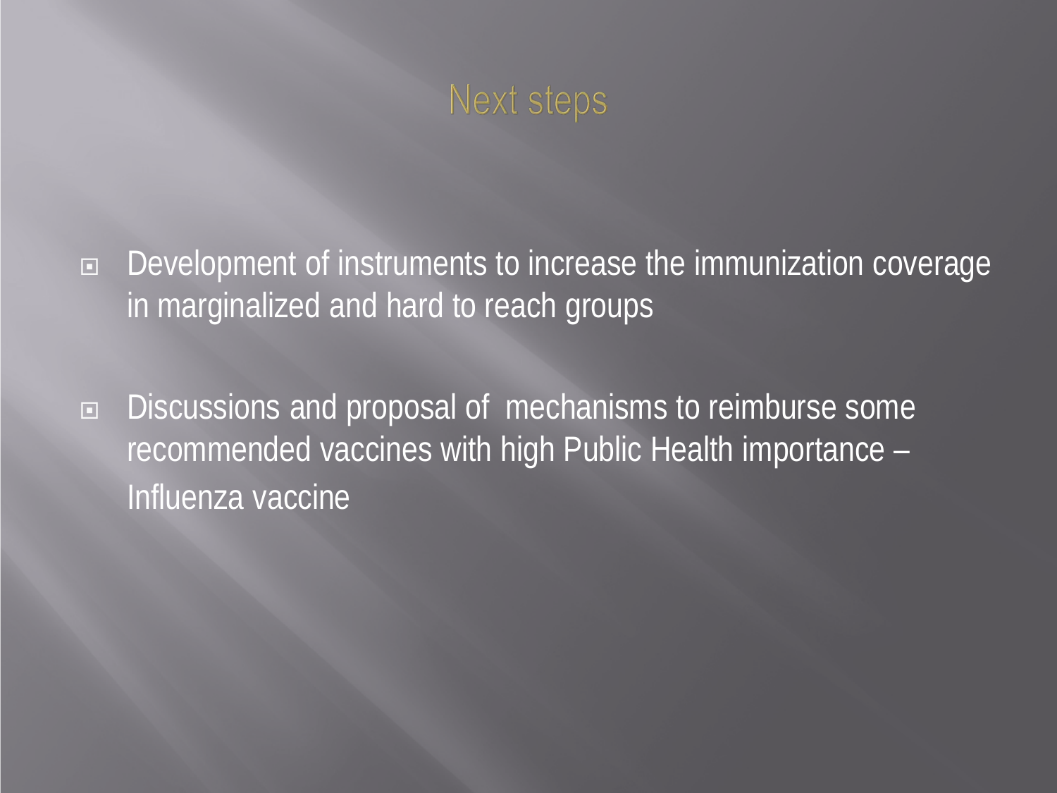# Next steps

- Development of instruments to increase the immunization coverage in marginalized and hard to reach groups
- Discussions and proposal of mechanisms to reimburse some recommended vaccines with high Public Health importance – Influenza vaccine